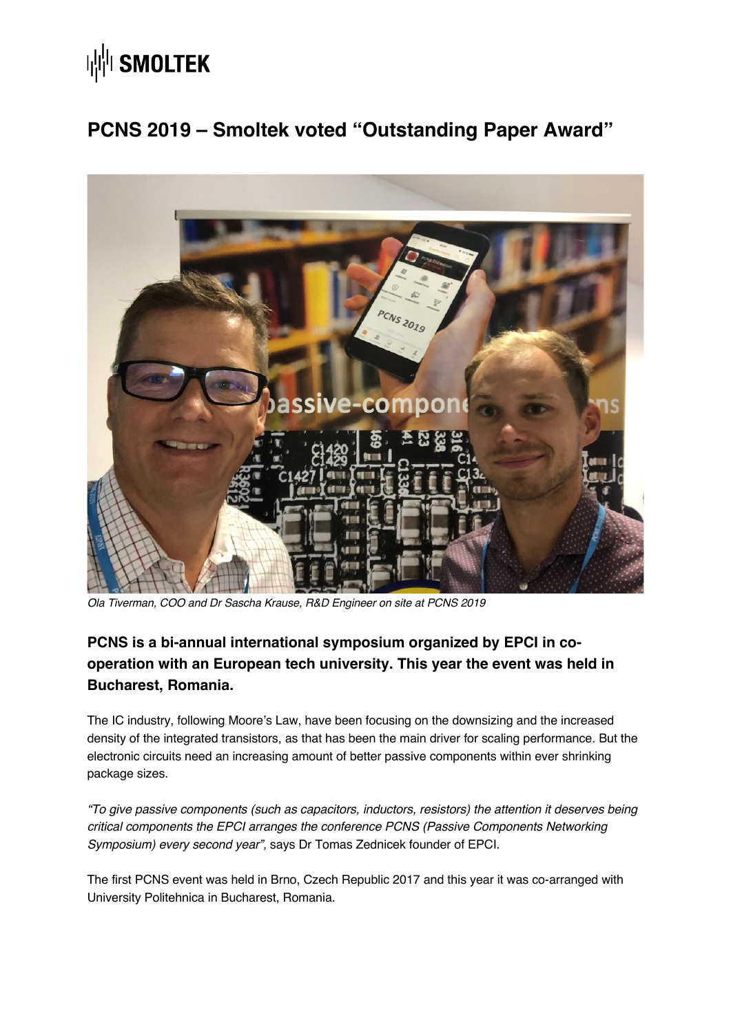SMOLTEK

# PCNS 2019 – Smoltek voted "Outstanding Paper Award"

*Ola Tiverman, COO and Dr Sascha Krause, R&D Engineer on site at PCNS 2019*

**PCNS is a bi-annual international symposium organized by EPCI in co-operation with an European tech university. This year the event was held in Bucharest, Romania.**

The IC industry, following Moore's Law, have been focusing on the downsizing and the increased density of the integrated transistors, as that has been the main driver for scaling performance. But the electronic circuits need an increasing amount of better passive components within ever shrinking package sizes.

*"To give passive components (such as capacitors, inductors, resistors) the attention it deserves being critical components the EPCI arranges the conference PCNS (Passive Components Networking Symposium) every second year",* says Dr Tomas Zednicek founder of EPCI.

The first PCNS event was held in Brno, Czech Republic 2017 and this year it was co-arranged with University Politehnica in Bucharest, Romania.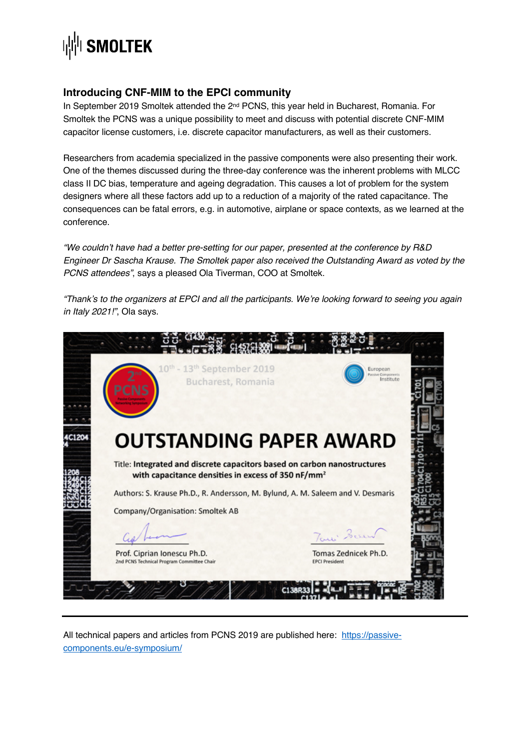## Introducing CNF-MIM to the EPCI community

In September 2019 Smoltek attended the 2nd PCNS, this year held in Bucharest, Romania. For Smoltek the PCNS was a unique possibility to meet and discuss with potential discrete CNF-MIM capacitor license customers, i.e. discrete capacitor manufacturers, as well as their customers.

Researchers from academia specialized in the passive components were also presenting their work. One of the themes discussed during the three-day conference was the inherent problems with MLCC class II DC bias, temperature and ageing degradation. This causes a lot of problem for the system designers where all these factors add up to a reduction of a majority of the rated capacitance. The consequences can be fatal errors, e.g. in automotive, airplane or space contexts, as we learned at the conference.

*"We couldn't have had a better pre-setting for our paper, presented at the conference by R&D Engineer Dr Sascha Krause. The Smoltek paper also received the Outstanding Award as voted by the PCNS attendees"*, says a pleased Ola Tiverman, COO at Smoltek.

*"Thank's to the organizers at EPCI and all the participants. We're looking forward to seeing you again in Italy 2021!"*, Ola says.

10th - 13th September 2019
Bucharest, Romania

**OUTSTANDING PAPER AWARD**

Title: **Integrated and discrete capacitors based on carbon nanostructures with capacitance densities in excess of 350 nF/mm²**

Authors: S. Krause Ph.D., R. Andersson, M. Bylund, A. M. Saleem and V. Desmaris

Company/Organisation: Smoltek AB

Prof. Ciprian Ionescu Ph.D.
2nd PCNS Technical Program Committee Chair

Tomas Zednicek Ph.D.
EPCI President

---

All technical papers and articles from PCNS 2019 are published here: [https://passive-components.eu/e-symposium/](https://passive-components.eu/e-symposium/)